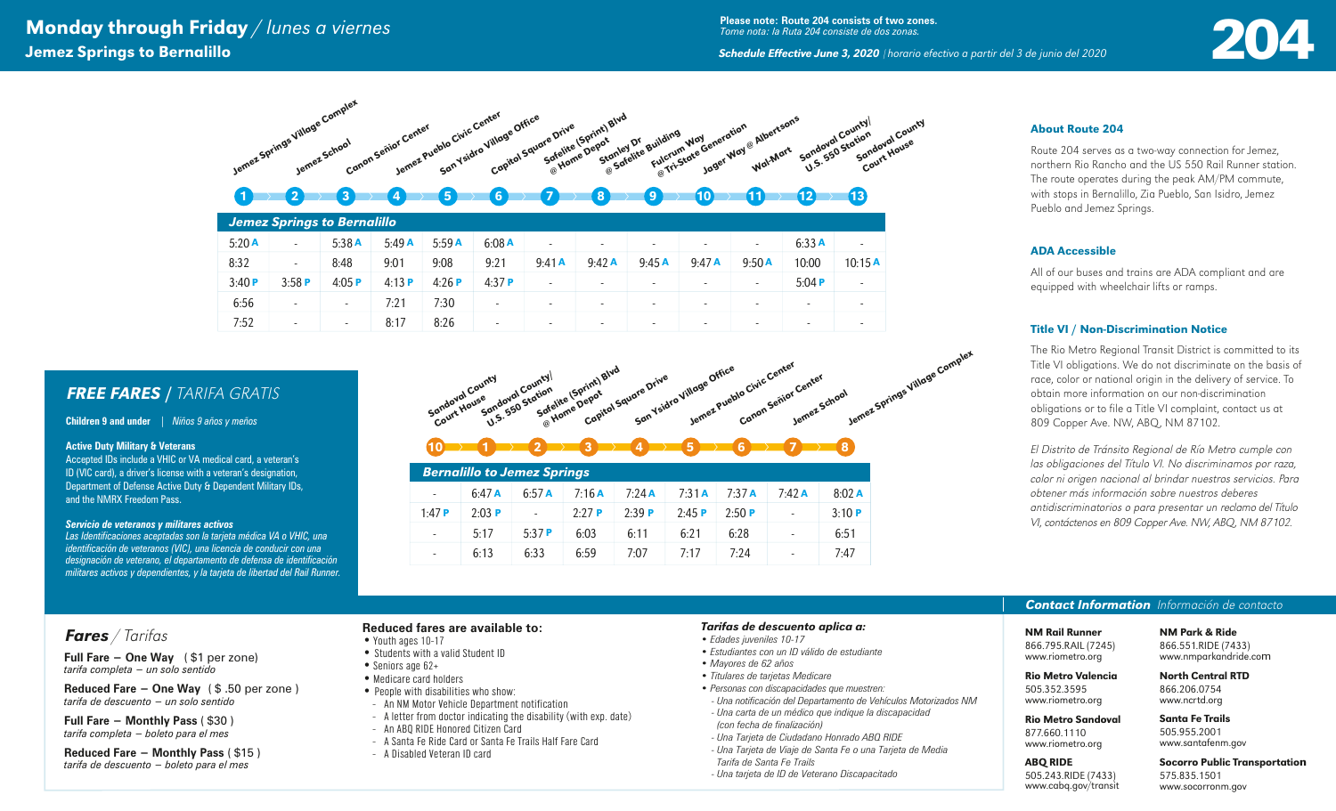# Monday through Friday / *lunes a viernes*

## Jemez Springs to Bernalillo

**Please note: Route 204 consists of two zones.**
*Tome nota: la Ruta 204 consiste de dos zonas.*

***Schedule Effective June 3, 2020*** | *horario efectivo a partir del 3 de junio del 2020*

# 204

### Jemez Springs to Bernalillo

| 1 Jemez Springs Village Complex | 2 Jemez School | 3 Canon Señior Center | 4 Jemez Pueblo Civic Center | 5 San Ysidro Village Office | 6 Capitol Square Drive | 7 Safelite (Sprint) Blvd @ Home Depot | 8 Stanley Dr @ Safelite Building | 9 Fulcrum Way @ Tri-State Generation | 10 Jager Way @ Albertsons | 11 Wal-Mart | 12 Sandoval County/ U.S. 550 Station | 13 Sandoval County Court House |
|---|---|---|---|---|---|---|---|---|---|---|---|---|
| 5:20 A | - | 5:38 A | 5:49 A | 5:59 A | 6:08 A | - | - | - | - | - | 6:33 A | - |
| 8:32 | - | 8:48 | 9:01 | 9:08 | 9:21 | 9:41 A | 9:42 A | 9:45 A | 9:47 A | 9:50 A | 10:00 | 10:15 A |
| 3:40 P | 3:58 P | 4:05 P | 4:13 P | 4:26 P | 4:37 P | - | - | - | - | - | 5:04 P | - |
| 6:56 | - | - | 7:21 | 7:30 | - | - | - | - | - | - | - | - |
| 7:52 | - | - | 8:17 | 8:26 | - | - | - | - | - | - | - | - |

### Bernalillo to Jemez Springs

| 10 Sandoval County Court House | 1 Sandoval County/ U.S. 550 Station | 2 Safelite (Sprint) Blvd @ Home Depot | 3 Capitol Square Drive | 4 San Ysidro Village Office | 5 Jemez Pueblo Civic Center | 6 Canon Señior Center | 7 Jemez School | 8 Jemez Springs Village Complex |
|---|---|---|---|---|---|---|---|---|
| - | 6:47 A | 6:57 A | 7:16 A | 7:24 A | 7:31 A | 7:37 A | 7:42 A | 8:02 A |
| 1:47 P | 2:03 P | - | 2:27 P | 2:39 P | 2:45 P | 2:50 P | - | 3:10 P |
| - | 5:17 | 5:37 P | 6:03 | 6:11 | 6:21 | 6:28 | - | 6:51 |
| - | 6:13 | 6:33 | 6:59 | 7:07 | 7:17 | 7:24 | - | 7:47 |

## About Route 204

Route 204 serves as a two-way connection for Jemez, northern Rio Rancho and the US 550 Rail Runner station. The route operates during the peak AM/PM commute, with stops in Bernalillo, Zia Pueblo, San Isidro, Jemez Pueblo and Jemez Springs.

## ADA Accessible

All of our buses and trains are ADA compliant and are equipped with wheelchair lifts or ramps.

## Title VI / Non-Discrimination Notice

The Rio Metro Regional Transit District is committed to its Title VI obligations. We do not discriminate on the basis of race, color or national origin in the delivery of service. To obtain more information on our non-discrimination obligations or to file a Title VI complaint, contact us at 809 Copper Ave. NW, ABQ, NM 87102.

*El Distrito de Tránsito Regional de Río Metro cumple con las obligaciones del Título VI. No discriminamos por raza, color ni origen nacional al brindar nuestros servicios. Para obtener más información sobre nuestros deberes antidiscriminatorios o para presentar un reclamo del Título VI, contáctenos en 809 Copper Ave. NW, ABQ, NM 87102.*

## *FREE FARES* / *TARIFA GRATIS*

**Children 9 and under** | *Niños 9 años y menos*

**Active Duty Military & Veterans**
Accepted IDs include a VHIC or VA medical card, a veteran's ID (VIC card), a driver's license with a veteran's designation, Department of Defense Active Duty & Dependent Military IDs, and the NMRX Freedom Pass.

***Servicio de veteranos y militares activos***
*Las Identificaciones aceptadas son la tarjeta médica VA o VHIC, una identificación de veteranos (VIC), una licencia de conducir con una designación de veterano, el departamento de defensa de identificación militares activos y dependientes, y la tarjeta de libertad del Rail Runner.*

## *Fares* / *Tarifas*

**Full Fare – One Way** ( $1 per zone)
*tarifa completa – un solo sentido*

**Reduced Fare – One Way** ( $ .50 per zone )
*tarifa de descuento – un solo sentido*

**Full Fare – Monthly Pass** ( $30 )
*tarifa completa – boleto para el mes*

**Reduced Fare – Monthly Pass** ( $15 )
*tarifa de descuento – boleto para el mes*

### Reduced fares are available to:

- Youth ages 10-17
- Students with a valid Student ID
- Seniors age 62+
- Medicare card holders
- People with disabilities who show:
  - An NM Motor Vehicle Department notification
  - A letter from doctor indicating the disability (with exp. date)
  - An ABQ RIDE Honored Citizen Card
  - A Santa Fe Ride Card or Santa Fe Trails Half Fare Card
  - A Disabled Veteran ID card

### *Tarifas de descuento aplica a:*

- *Edades juveniles 10-17*
- *Estudiantes con un ID válido de estudiante*
- *Mayores de 62 años*
- *Titulares de tarjetas Medicare*
- *Personas con discapacidades que muestren:*
  - *Una notificación del Departamento de Vehículos Motorizados NM*
  - *Una carta de un médico que indique la discapacidad (con fecha de finalización)*
  - *Una Tarjeta de Ciudadano Honrado ABQ RIDE*
  - *Una Tarjeta de Viaje de Santa Fe o una Tarjeta de Media Tarifa de Santa Fe Trails*
  - *Una tarjeta de ID de Veterano Discapacitado*

## *Contact Information* / *Información de contacto*

**NM Rail Runner**
866.795.RAIL (7245)
www.riometro.org

**Rio Metro Valencia**
505.352.3595
www.riometro.org

**Rio Metro Sandoval**
877.660.1110
www.riometro.org

**ABQ RIDE**
505.243.RIDE (7433)
www.cabq.gov/transit

**NM Park & Ride**
866.551.RIDE (7433)
www.nmparkandride.com

**North Central RTD**
866.206.0754
www.ncrtd.org

**Santa Fe Trails**
505.955.2001
www.santafenm.gov

**Socorro Public Transportation**
575.835.1501
www.socorronm.gov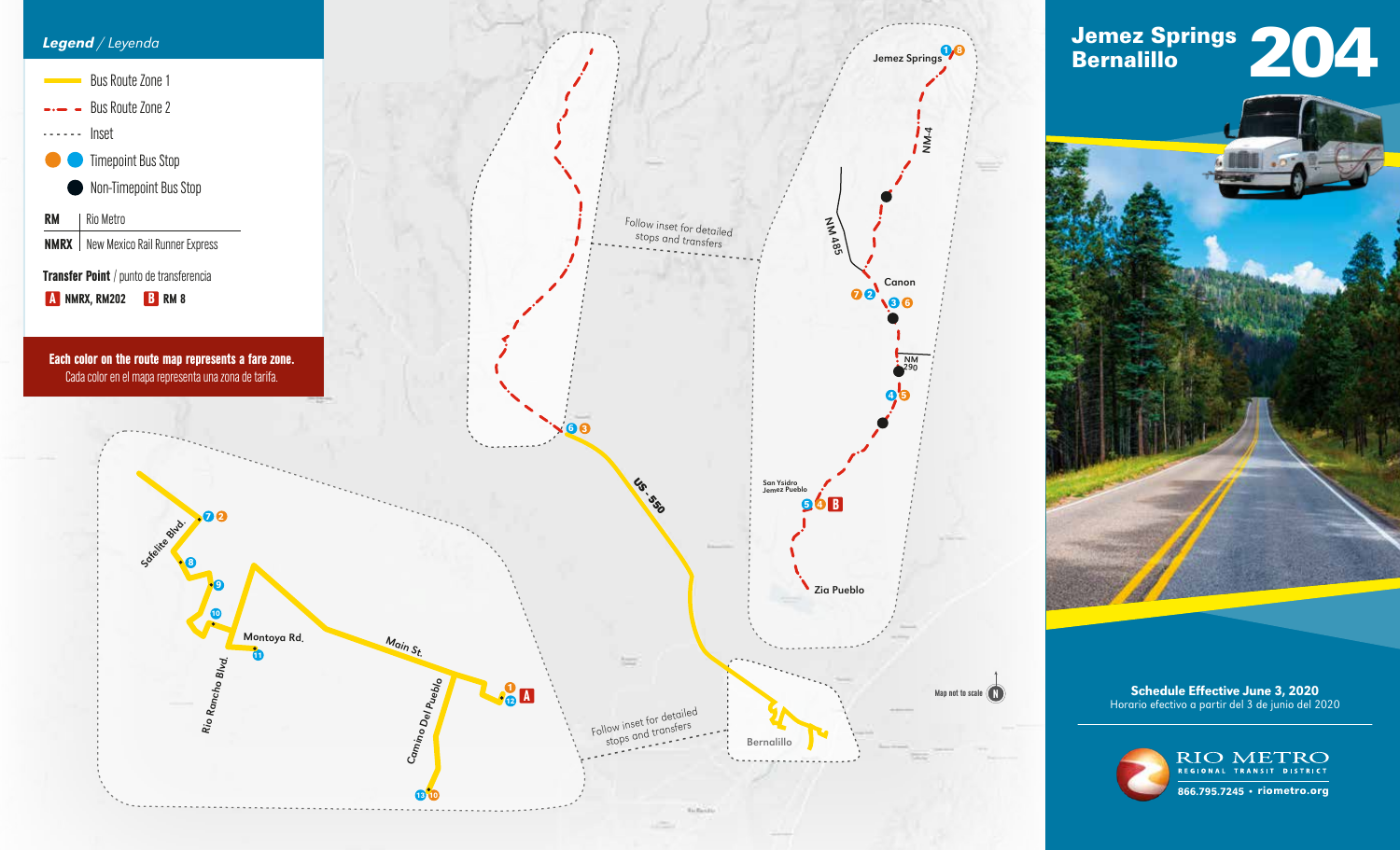# Jemez Springs Bernalillo 204

## *Legend* / *Leyenda*

- Bus Route Zone 1
- Bus Route Zone 2
- Inset
- Timepoint Bus Stop
- Non-Timepoint Bus Stop

| | |
|---|---|
| **RM** | Rio Metro |
| **NMRX** | New Mexico Rail Runner Express |

**Transfer Point** / punto de transferencia

**A** NMRX, RM202 **B** RM 8

**Each color on the route map represents a fare zone.**
Cada color en el mapa representa una zona de tarifa.

Jemez Springs
NM-4
NM 485
Canon
NM 290
San Ysidro
Jemez Pueblo
Zia Pueblo
Follow inset for detailed stops and transfers
US - 550
Bernalillo
Follow inset for detailed stops and transfers
Safelite Blvd.
Montoya Rd.
Rio Rancho Blvd.
Main St.
Camino Del Pueblo
Map not to scale

**Schedule Effective June 3, 2020**
Horario efectivo a partir del 3 de junio del 2020

RIO METRO
REGIONAL TRANSIT DISTRICT
866.795.7245 • riometro.org